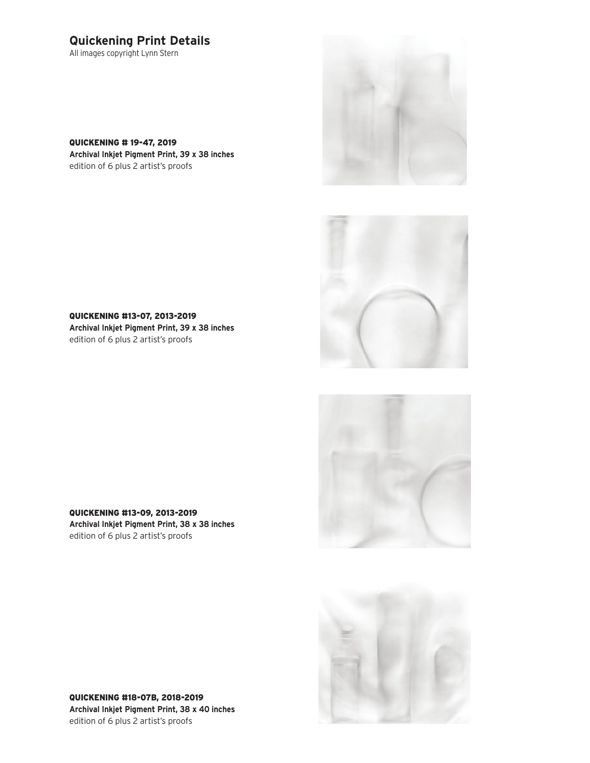# Quickening Print Details

All images copyright Lynn Stern

**QUICKENING # 19-47, 2019**
**Archival Inkjet Pigment Print, 39 x 38 inches**
edition of 6 plus 2 artist's proofs

**QUICKENING #13-07, 2013-2019**
**Archival Inkjet Pigment Print, 39 x 38 inches**
edition of 6 plus 2 artist's proofs

**QUICKENING #13-09, 2013-2019**
**Archival Inkjet Pigment Print, 38 x 38 inches**
edition of 6 plus 2 artist's proofs

**QUICKENING #18-07B, 2018-2019**
**Archival Inkjet Pigment Print, 38 x 40 inches**
edition of 6 plus 2 artist's proofs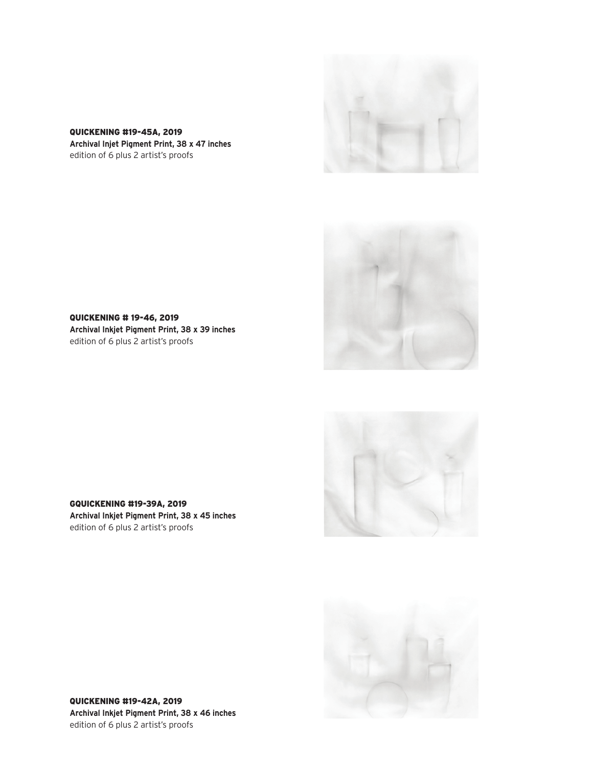**QUICKENING #19-45A, 2019**
**Archival Injet Pigment Print, 38 x 47 inches**
edition of 6 plus 2 artist's proofs

**QUICKENING # 19-46, 2019**
**Archival Inkjet Pigment Print, 38 x 39 inches**
edition of 6 plus 2 artist's proofs

**GQUICKENING #19-39A, 2019**
**Archival Inkjet Pigment Print, 38 x 45 inches**
edition of 6 plus 2 artist's proofs

**QUICKENING #19-42A, 2019**
**Archival Inkjet Pigment Print, 38 x 46 inches**
edition of 6 plus 2 artist's proofs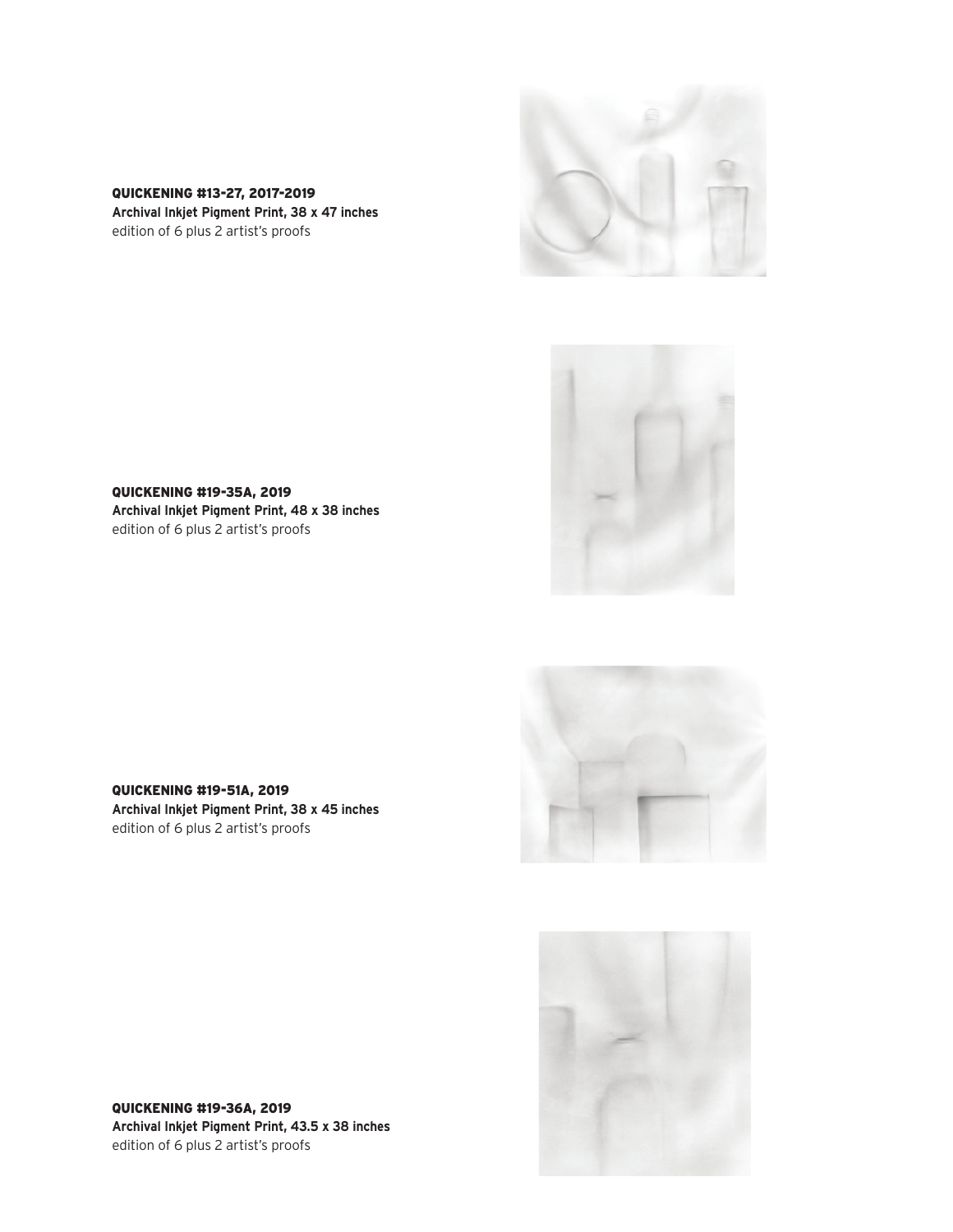**QUICKENING #13-27, 2017-2019**
**Archival Inkjet Pigment Print, 38 x 47 inches**
edition of 6 plus 2 artist's proofs

**QUICKENING #19-35A, 2019**
**Archival Inkjet Pigment Print, 48 x 38 inches**
edition of 6 plus 2 artist's proofs

**QUICKENING #19-51A, 2019**
**Archival Inkjet Pigment Print, 38 x 45 inches**
edition of 6 plus 2 artist's proofs

**QUICKENING #19-36A, 2019**
**Archival Inkjet Pigment Print, 43.5 x 38 inches**
edition of 6 plus 2 artist's proofs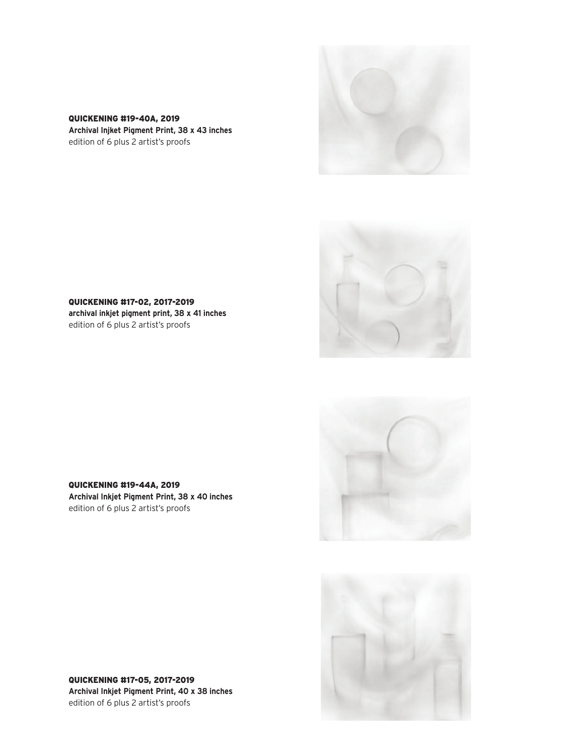**QUICKENING #19-40A, 2019**
**Archival Injket Pigment Print, 38 x 43 inches**
edition of 6 plus 2 artist's proofs

**QUICKENING #17-02, 2017-2019**
**archival inkjet pigment print, 38 x 41 inches**
edition of 6 plus 2 artist's proofs

**QUICKENING #19-44A, 2019**
**Archival Inkjet Pigment Print, 38 x 40 inches**
edition of 6 plus 2 artist's proofs

**QUICKENING #17-05, 2017-2019**
**Archival Inkjet Pigment Print, 40 x 38 inches**
edition of 6 plus 2 artist's proofs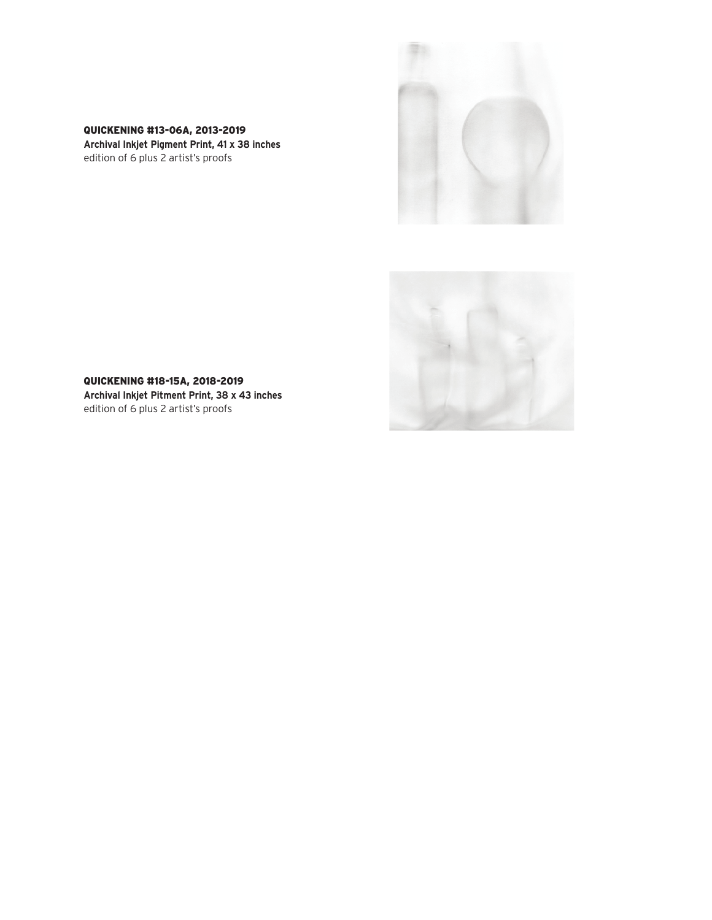**QUICKENING #13-06A, 2013-2019**
**Archival Inkjet Pigment Print, 41 x 38 inches**
edition of 6 plus 2 artist's proofs

**QUICKENING #18-15A, 2018-2019**
**Archival Inkjet Pitment Print, 38 x 43 inches**
edition of 6 plus 2 artist's proofs